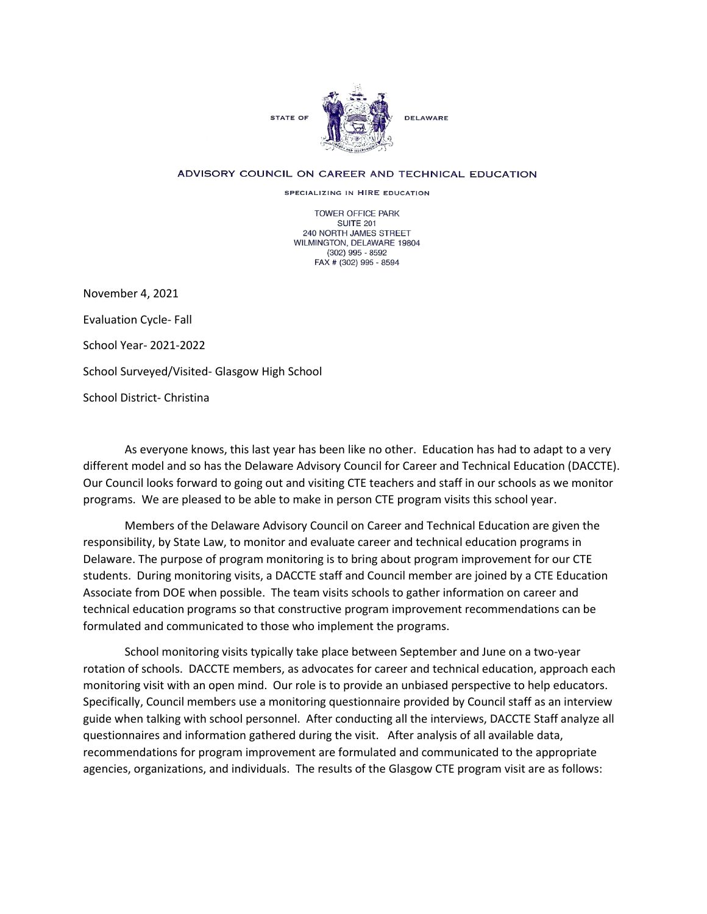STATE OF DELAWARE

ADVISORY COUNCIL ON CAREER AND TECHNICAL EDUCATION

SPECIALIZING IN HIRE EDUCATION

TOWER OFFICE PARK
SUITE 201
240 NORTH JAMES STREET
WILMINGTON, DELAWARE 19804
(302) 995 - 8592
FAX # (302) 995 - 8594

November 4, 2021

Evaluation Cycle- Fall

School Year- 2021-2022

School Surveyed/Visited- Glasgow High School

School District- Christina

As everyone knows, this last year has been like no other. Education has had to adapt to a very different model and so has the Delaware Advisory Council for Career and Technical Education (DACCTE). Our Council looks forward to going out and visiting CTE teachers and staff in our schools as we monitor programs. We are pleased to be able to make in person CTE program visits this school year.

Members of the Delaware Advisory Council on Career and Technical Education are given the responsibility, by State Law, to monitor and evaluate career and technical education programs in Delaware. The purpose of program monitoring is to bring about program improvement for our CTE students. During monitoring visits, a DACCTE staff and Council member are joined by a CTE Education Associate from DOE when possible. The team visits schools to gather information on career and technical education programs so that constructive program improvement recommendations can be formulated and communicated to those who implement the programs.

School monitoring visits typically take place between September and June on a two-year rotation of schools. DACCTE members, as advocates for career and technical education, approach each monitoring visit with an open mind. Our role is to provide an unbiased perspective to help educators. Specifically, Council members use a monitoring questionnaire provided by Council staff as an interview guide when talking with school personnel. After conducting all the interviews, DACCTE Staff analyze all questionnaires and information gathered during the visit. After analysis of all available data, recommendations for program improvement are formulated and communicated to the appropriate agencies, organizations, and individuals. The results of the Glasgow CTE program visit are as follows: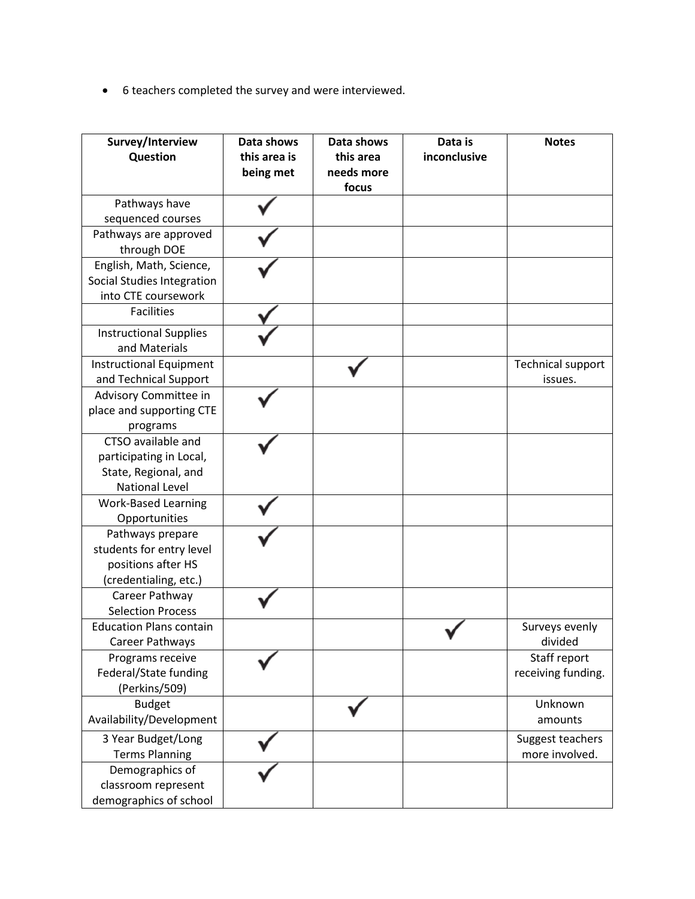- 6 teachers completed the survey and were interviewed.

| Survey/Interview Question | Data shows this area is being met | Data shows this area needs more focus | Data is inconclusive | Notes |
|---|---|---|---|---|
| Pathways have sequenced courses | ✓ | | | |
| Pathways are approved through DOE | ✓ | | | |
| English, Math, Science, Social Studies Integration into CTE coursework | ✓ | | | |
| Facilities | ✓ | | | |
| Instructional Supplies and Materials | ✓ | | | |
| Instructional Equipment and Technical Support | | ✓ | | Technical support issues. |
| Advisory Committee in place and supporting CTE programs | ✓ | | | |
| CTSO available and participating in Local, State, Regional, and National Level | ✓ | | | |
| Work-Based Learning Opportunities | ✓ | | | |
| Pathways prepare students for entry level positions after HS (credentialing, etc.) | ✓ | | | |
| Career Pathway Selection Process | ✓ | | | |
| Education Plans contain Career Pathways | | | ✓ | Surveys evenly divided |
| Programs receive Federal/State funding (Perkins/509) | ✓ | | | Staff report receiving funding. |
| Budget Availability/Development | | ✓ | | Unknown amounts |
| 3 Year Budget/Long Terms Planning | ✓ | | | Suggest teachers more involved. |
| Demographics of classroom represent demographics of school | ✓ | | | |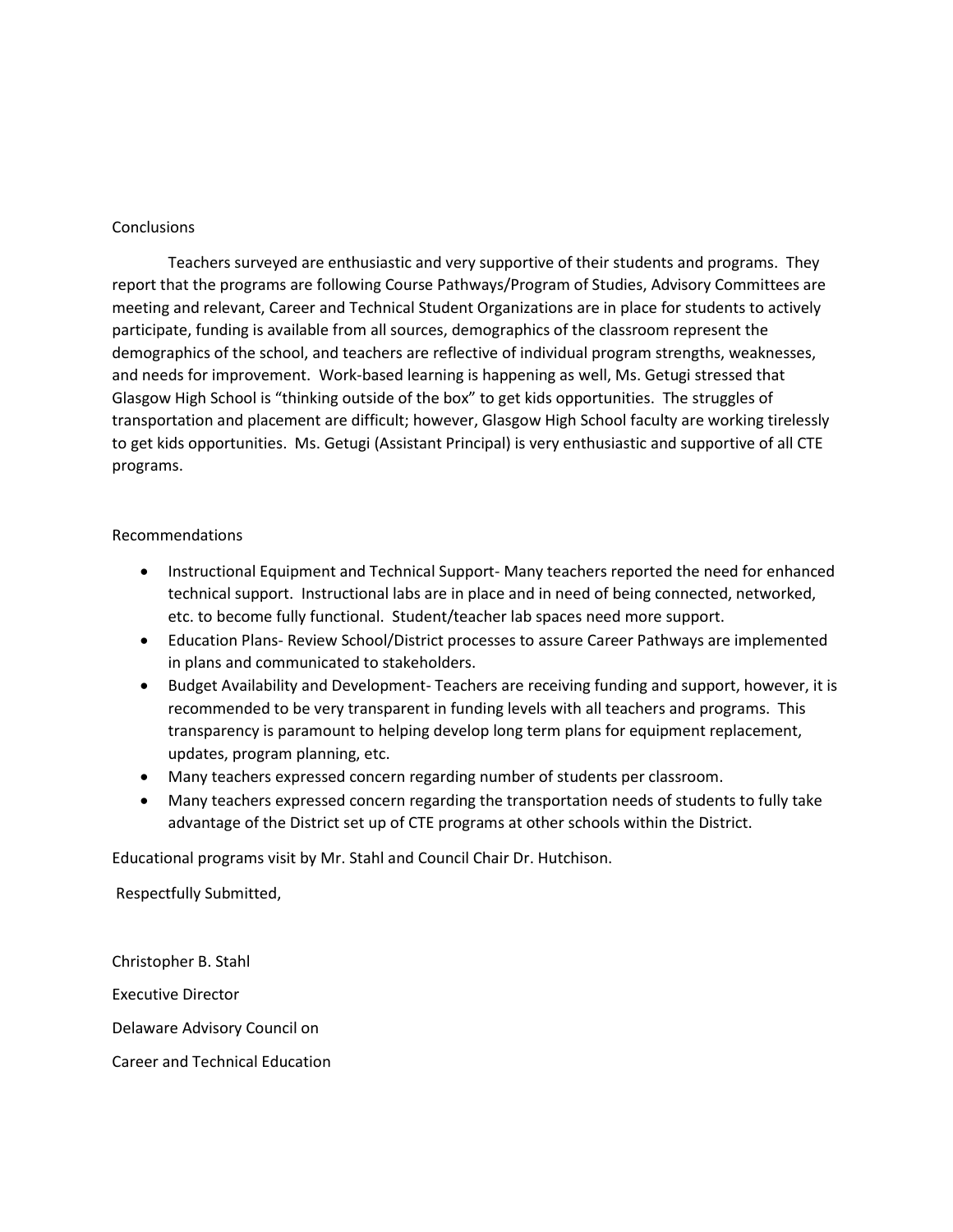## Conclusions

Teachers surveyed are enthusiastic and very supportive of their students and programs. They report that the programs are following Course Pathways/Program of Studies, Advisory Committees are meeting and relevant, Career and Technical Student Organizations are in place for students to actively participate, funding is available from all sources, demographics of the classroom represent the demographics of the school, and teachers are reflective of individual program strengths, weaknesses, and needs for improvement. Work-based learning is happening as well, Ms. Getugi stressed that Glasgow High School is "thinking outside of the box" to get kids opportunities. The struggles of transportation and placement are difficult; however, Glasgow High School faculty are working tirelessly to get kids opportunities. Ms. Getugi (Assistant Principal) is very enthusiastic and supportive of all CTE programs.

## Recommendations

- Instructional Equipment and Technical Support- Many teachers reported the need for enhanced technical support. Instructional labs are in place and in need of being connected, networked, etc. to become fully functional. Student/teacher lab spaces need more support.
- Education Plans- Review School/District processes to assure Career Pathways are implemented in plans and communicated to stakeholders.
- Budget Availability and Development- Teachers are receiving funding and support, however, it is recommended to be very transparent in funding levels with all teachers and programs. This transparency is paramount to helping develop long term plans for equipment replacement, updates, program planning, etc.
- Many teachers expressed concern regarding number of students per classroom.
- Many teachers expressed concern regarding the transportation needs of students to fully take advantage of the District set up of CTE programs at other schools within the District.

Educational programs visit by Mr. Stahl and Council Chair Dr. Hutchison.

Respectfully Submitted,

Christopher B. Stahl

Executive Director

Delaware Advisory Council on

Career and Technical Education